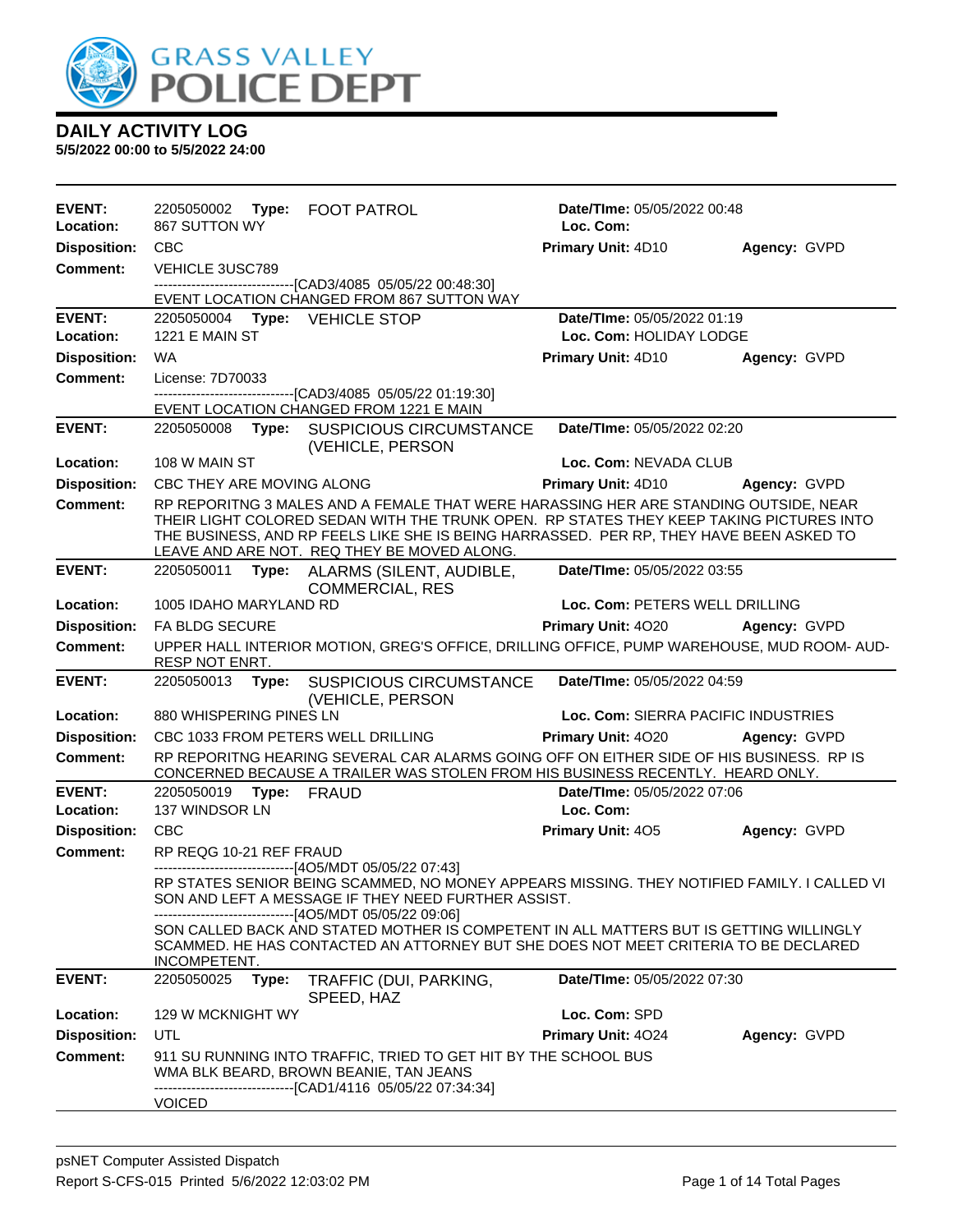# DAILY ACTIVITY LOG

**5/5/2022 00:00 to 5/5/2022 24:00**

| | | | |
|---|---|---|---|
| **EVENT:** 2205050002 **Type:** FOOT PATROL | **Date/TIme:** 05/05/2022 00:48 | | |
| **Location:** 867 SUTTON WY | **Loc. Com:** | | |
| **Disposition:** CBC | **Primary Unit:** 4D10 | **Agency:** GVPD | |
| **Comment:** VEHICLE 3USC789<br>------------------------------[CAD3/4085 05/05/22 00:48:30]<br>EVENT LOCATION CHANGED FROM 867 SUTTON WAY | | | |

| | | | |
|---|---|---|---|
| **EVENT:** 2205050004 **Type:** VEHICLE STOP | **Date/TIme:** 05/05/2022 01:19 | | |
| **Location:** 1221 E MAIN ST | **Loc. Com:** HOLIDAY LODGE | | |
| **Disposition:** WA | **Primary Unit:** 4D10 | **Agency:** GVPD | |
| **Comment:** License: 7D70033<br>------------------------------[CAD3/4085 05/05/22 01:19:30]<br>EVENT LOCATION CHANGED FROM 1221 E MAIN | | | |

| | | | |
|---|---|---|---|
| **EVENT:** 2205050008 **Type:** SUSPICIOUS CIRCUMSTANCE (VEHICLE, PERSON | **Date/TIme:** 05/05/2022 02:20 | | |
| **Location:** 108 W MAIN ST | **Loc. Com:** NEVADA CLUB | | |
| **Disposition:** CBC THEY ARE MOVING ALONG | **Primary Unit:** 4D10 | **Agency:** GVPD | |
| **Comment:** RP REPORITNG 3 MALES AND A FEMALE THAT WERE HARASSING HER ARE STANDING OUTSIDE, NEAR THEIR LIGHT COLORED SEDAN WITH THE TRUNK OPEN. RP STATES THEY KEEP TAKING PICTURES INTO THE BUSINESS, AND RP FEELS LIKE SHE IS BEING HARRASSED. PER RP, THEY HAVE BEEN ASKED TO LEAVE AND ARE NOT. REQ THEY BE MOVED ALONG. | | | |

| | | | |
|---|---|---|---|
| **EVENT:** 2205050011 **Type:** ALARMS (SILENT, AUDIBLE, COMMERCIAL, RES | **Date/TIme:** 05/05/2022 03:55 | | |
| **Location:** 1005 IDAHO MARYLAND RD | **Loc. Com:** PETERS WELL DRILLING | | |
| **Disposition:** FA BLDG SECURE | **Primary Unit:** 4O20 | **Agency:** GVPD | |
| **Comment:** UPPER HALL INTERIOR MOTION, GREG'S OFFICE, DRILLING OFFICE, PUMP WAREHOUSE, MUD ROOM- AUD- RESP NOT ENRT. | | | |

| | | | |
|---|---|---|---|
| **EVENT:** 2205050013 **Type:** SUSPICIOUS CIRCUMSTANCE (VEHICLE, PERSON | **Date/TIme:** 05/05/2022 04:59 | | |
| **Location:** 880 WHISPERING PINES LN | **Loc. Com:** SIERRA PACIFIC INDUSTRIES | | |
| **Disposition:** CBC 1033 FROM PETERS WELL DRILLING | **Primary Unit:** 4O20 | **Agency:** GVPD | |
| **Comment:** RP REPORITNG HEARING SEVERAL CAR ALARMS GOING OFF ON EITHER SIDE OF HIS BUSINESS. RP IS CONCERNED BECAUSE A TRAILER WAS STOLEN FROM HIS BUSINESS RECENTLY. HEARD ONLY. | | | |

| | | | |
|---|---|---|---|
| **EVENT:** 2205050019 **Type:** FRAUD | **Date/TIme:** 05/05/2022 07:06 | | |
| **Location:** 137 WINDSOR LN | **Loc. Com:** | | |
| **Disposition:** CBC | **Primary Unit:** 4O5 | **Agency:** GVPD | |
| **Comment:** RP REQG 10-21 REF FRAUD<br>------------------------------[4O5/MDT 05/05/22 07:43]<br>RP STATES SENIOR BEING SCAMMED, NO MONEY APPEARS MISSING. THEY NOTIFIED FAMILY. I CALLED VI SON AND LEFT A MESSAGE IF THEY NEED FURTHER ASSIST.<br>------------------------------[4O5/MDT 05/05/22 09:06]<br>SON CALLED BACK AND STATED MOTHER IS COMPETENT IN ALL MATTERS BUT IS GETTING WILLINGLY SCAMMED. HE HAS CONTACTED AN ATTORNEY BUT SHE DOES NOT MEET CRITERIA TO BE DECLARED INCOMPETENT. | | | |

| | | | |
|---|---|---|---|
| **EVENT:** 2205050025 **Type:** TRAFFIC (DUI, PARKING, SPEED, HAZ | **Date/TIme:** 05/05/2022 07:30 | | |
| **Location:** 129 W MCKNIGHT WY | **Loc. Com:** SPD | | |
| **Disposition:** UTL | **Primary Unit:** 4O24 | **Agency:** GVPD | |
| **Comment:** 911 SU RUNNING INTO TRAFFIC, TRIED TO GET HIT BY THE SCHOOL BUS<br>WMA BLK BEARD, BROWN BEANIE, TAN JEANS<br>------------------------------[CAD1/4116 05/05/22 07:34:34]<br>VOICED | | | |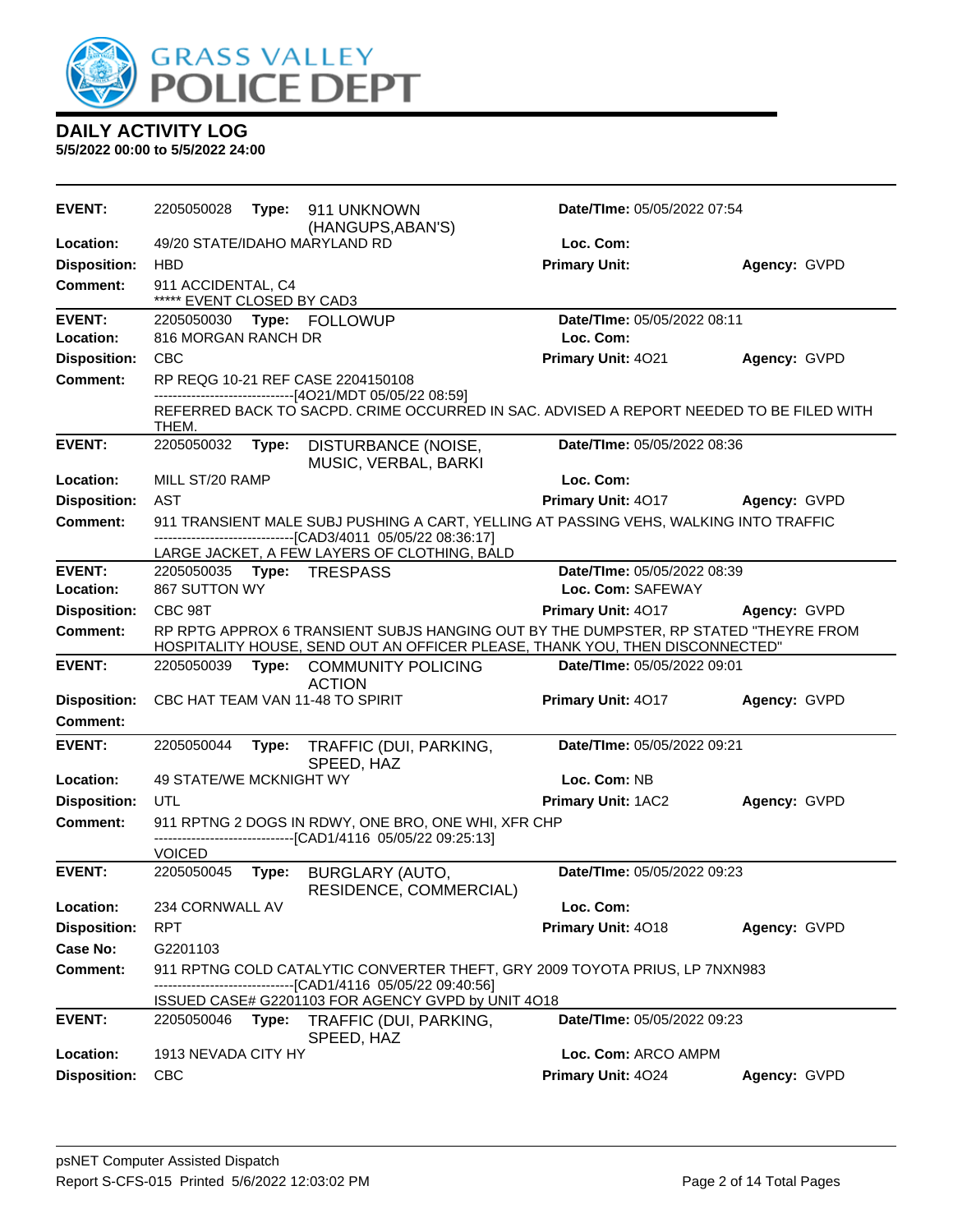# GRASS VALLEY POLICE DEPT

## DAILY ACTIVITY LOG

**5/5/2022 00:00 to 5/5/2022 24:00**

---

**EVENT:** 2205050028 **Type:** 911 UNKNOWN (HANGUPS,ABAN'S) **Date/TIme:** 05/05/2022 07:54
**Location:** 49/20 STATE/IDAHO MARYLAND RD **Loc. Com:**
**Disposition:** HBD **Primary Unit:** **Agency:** GVPD
**Comment:** 911 ACCIDENTAL, C4
***** EVENT CLOSED BY CAD3

---

**EVENT:** 2205050030 **Type:** FOLLOWUP **Date/TIme:** 05/05/2022 08:11
**Location:** 816 MORGAN RANCH DR **Loc. Com:**
**Disposition:** CBC **Primary Unit:** 4O21 **Agency:** GVPD
**Comment:** RP REQG 10-21 REF CASE 2204150108
------------------------------[4O21/MDT 05/05/22 08:59]
REFERRED BACK TO SACPD. CRIME OCCURRED IN SAC. ADVISED A REPORT NEEDED TO BE FILED WITH THEM.

---

**EVENT:** 2205050032 **Type:** DISTURBANCE (NOISE, MUSIC, VERBAL, BARKI **Date/TIme:** 05/05/2022 08:36
**Location:** MILL ST/20 RAMP **Loc. Com:**
**Disposition:** AST **Primary Unit:** 4O17 **Agency:** GVPD
**Comment:** 911 TRANSIENT MALE SUBJ PUSHING A CART, YELLING AT PASSING VEHS, WALKING INTO TRAFFIC
------------------------------[CAD3/4011 05/05/22 08:36:17]
LARGE JACKET, A FEW LAYERS OF CLOTHING, BALD

---

**EVENT:** 2205050035 **Type:** TRESPASS **Date/TIme:** 05/05/2022 08:39
**Location:** 867 SUTTON WY **Loc. Com:** SAFEWAY
**Disposition:** CBC 98T **Primary Unit:** 4O17 **Agency:** GVPD
**Comment:** RP RPTG APPROX 6 TRANSIENT SUBJS HANGING OUT BY THE DUMPSTER, RP STATED "THEYRE FROM HOSPITALITY HOUSE, SEND OUT AN OFFICER PLEASE, THANK YOU, THEN DISCONNECTED"

---

**EVENT:** 2205050039 **Type:** COMMUNITY POLICING ACTION **Date/TIme:** 05/05/2022 09:01
**Disposition:** CBC HAT TEAM VAN 11-48 TO SPIRIT **Primary Unit:** 4O17 **Agency:** GVPD
**Comment:**

---

**EVENT:** 2205050044 **Type:** TRAFFIC (DUI, PARKING, SPEED, HAZ **Date/TIme:** 05/05/2022 09:21
**Location:** 49 STATE/WE MCKNIGHT WY **Loc. Com:** NB
**Disposition:** UTL **Primary Unit:** 1AC2 **Agency:** GVPD
**Comment:** 911 RPTNG 2 DOGS IN RDWY, ONE BRO, ONE WHI, XFR CHP
------------------------------[CAD1/4116 05/05/22 09:25:13]
VOICED

---

**EVENT:** 2205050045 **Type:** BURGLARY (AUTO, RESIDENCE, COMMERCIAL) **Date/TIme:** 05/05/2022 09:23
**Location:** 234 CORNWALL AV **Loc. Com:**
**Disposition:** RPT **Primary Unit:** 4O18 **Agency:** GVPD
**Case No:** G2201103
**Comment:** 911 RPTNG COLD CATALYTIC CONVERTER THEFT, GRY 2009 TOYOTA PRIUS, LP 7NXN983
------------------------------[CAD1/4116 05/05/22 09:40:56]
ISSUED CASE# G2201103 FOR AGENCY GVPD by UNIT 4O18

---

**EVENT:** 2205050046 **Type:** TRAFFIC (DUI, PARKING, SPEED, HAZ **Date/TIme:** 05/05/2022 09:23
**Location:** 1913 NEVADA CITY HY **Loc. Com:** ARCO AMPM
**Disposition:** CBC **Primary Unit:** 4O24 **Agency:** GVPD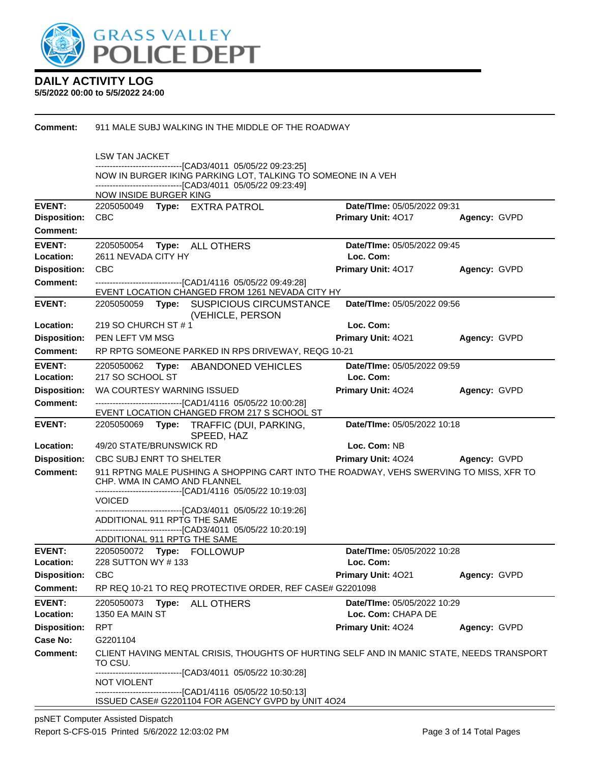# DAILY ACTIVITY LOG

**5/5/2022 00:00 to 5/5/2022 24:00**

**Comment:** 911 MALE SUBJ WALKING IN THE MIDDLE OF THE ROADWAY

LSW TAN JACKET
------------------------------[CAD3/4011 05/05/22 09:23:25]
NOW IN BURGER IKING PARKING LOT, TALKING TO SOMEONE IN A VEH
------------------------------[CAD3/4011 05/05/22 09:23:49]
NOW INSIDE BURGER KING

---

**EVENT:** 2205050049 **Type:** EXTRA PATROL **Date/TIme:** 05/05/2022 09:31
**Disposition:** CBC **Primary Unit:** 4O17 **Agency:** GVPD
**Comment:**

---

**EVENT:** 2205050054 **Type:** ALL OTHERS **Date/TIme:** 05/05/2022 09:45
**Location:** 2611 NEVADA CITY HY **Loc. Com:**
**Disposition:** CBC **Primary Unit:** 4O17 **Agency:** GVPD
**Comment:** ------------------------------[CAD1/4116 05/05/22 09:49:28]
EVENT LOCATION CHANGED FROM 1261 NEVADA CITY HY

---

**EVENT:** 2205050059 **Type:** SUSPICIOUS CIRCUMSTANCE (VEHICLE, PERSON **Date/TIme:** 05/05/2022 09:56
**Location:** 219 SO CHURCH ST # 1 **Loc. Com:**
**Disposition:** PEN LEFT VM MSG **Primary Unit:** 4O21 **Agency:** GVPD
**Comment:** RP RPTG SOMEONE PARKED IN RPS DRIVEWAY, REQG 10-21

---

**EVENT:** 2205050062 **Type:** ABANDONED VEHICLES **Date/TIme:** 05/05/2022 09:59
**Location:** 217 SO SCHOOL ST **Loc. Com:**
**Disposition:** WA COURTESY WARNING ISSUED **Primary Unit:** 4O24 **Agency:** GVPD
**Comment:** ------------------------------[CAD1/4116 05/05/22 10:00:28]
EVENT LOCATION CHANGED FROM 217 S SCHOOL ST

---

**EVENT:** 2205050069 **Type:** TRAFFIC (DUI, PARKING, SPEED, HAZ **Date/TIme:** 05/05/2022 10:18
**Location:** 49/20 STATE/BRUNSWICK RD **Loc. Com:** NB
**Disposition:** CBC SUBJ ENRT TO SHELTER **Primary Unit:** 4O24 **Agency:** GVPD
**Comment:** 911 RPTNG MALE PUSHING A SHOPPING CART INTO THE ROADWAY, VEHS SWERVING TO MISS, XFR TO CHP. WMA IN CAMO AND FLANNEL
------------------------------[CAD1/4116 05/05/22 10:19:03]
VOICED
------------------------------[CAD3/4011 05/05/22 10:19:26]
ADDITIONAL 911 RPTG THE SAME
------------------------------[CAD3/4011 05/05/22 10:20:19]
ADDITIONAL 911 RPTG THE SAME

---

**EVENT:** 2205050072 **Type:** FOLLOWUP **Date/TIme:** 05/05/2022 10:28
**Location:** 228 SUTTON WY # 133 **Loc. Com:**
**Disposition:** CBC **Primary Unit:** 4O21 **Agency:** GVPD
**Comment:** RP REQ 10-21 TO REQ PROTECTIVE ORDER, REF CASE# G2201098

---

**EVENT:** 2205050073 **Type:** ALL OTHERS **Date/TIme:** 05/05/2022 10:29
**Location:** 1350 EA MAIN ST **Loc. Com:** CHAPA DE
**Disposition:** RPT **Primary Unit:** 4O24 **Agency:** GVPD
**Case No:** G2201104
**Comment:** CLIENT HAVING MENTAL CRISIS, THOUGHTS OF HURTING SELF AND IN MANIC STATE, NEEDS TRANSPORT TO CSU.
------------------------------[CAD3/4011 05/05/22 10:30:28]
NOT VIOLENT
------------------------------[CAD1/4116 05/05/22 10:50:13]
ISSUED CASE# G2201104 FOR AGENCY GVPD by UNIT 4O24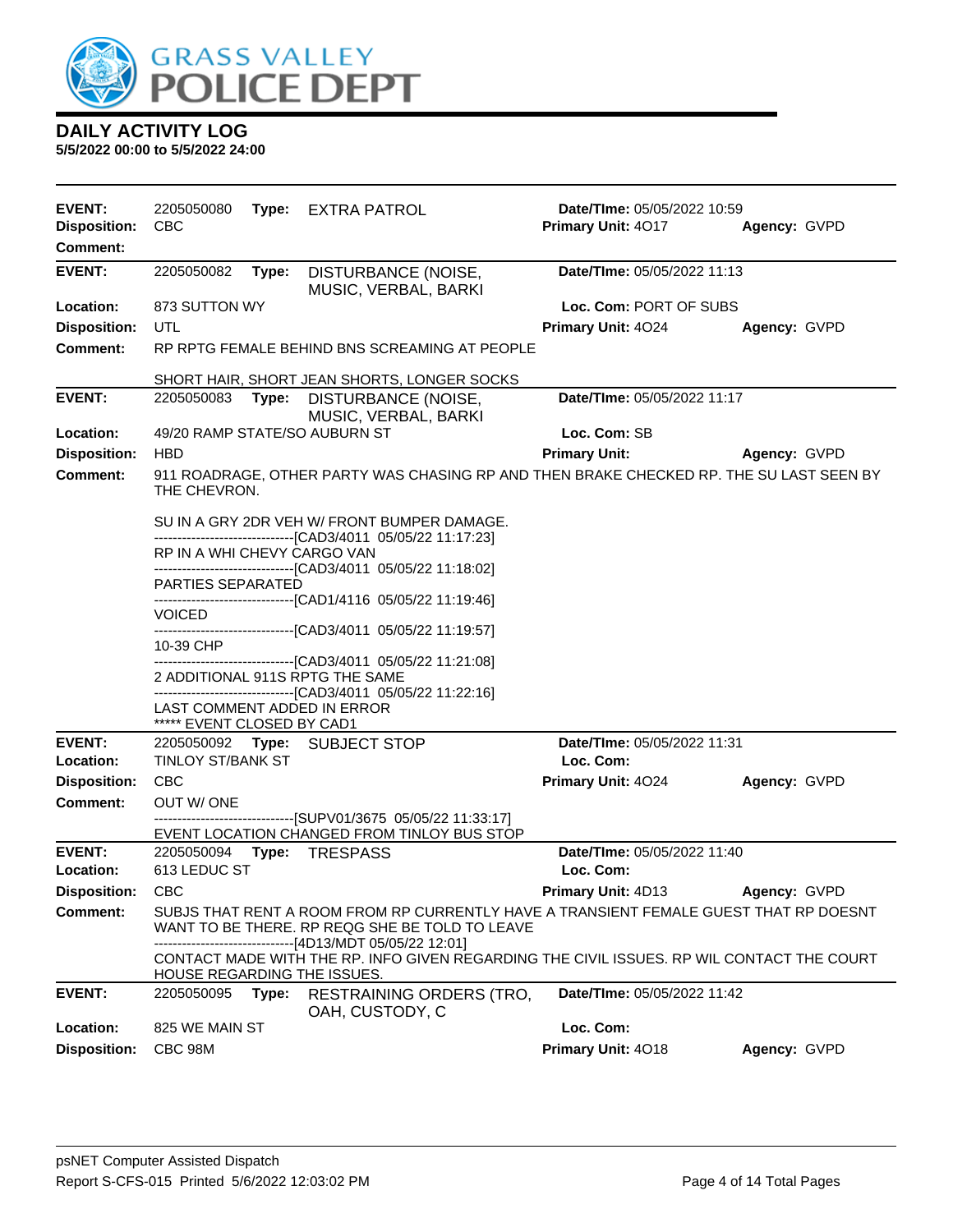# DAILY ACTIVITY LOG

**5/5/2022 00:00 to 5/5/2022 24:00**

| | | | | | |
|---|---|---|---|---|---|
| **EVENT:** | 2205050080 **Type:** EXTRA PATROL | | **Date/TIme:** 05/05/2022 10:59 | | |
| **Disposition:** | CBC | | **Primary Unit:** 4O17 | **Agency:** GVPD | |
| **Comment:** | | | | | |

| | | | |
|---|---|---|---|
| **EVENT:** | 2205050082 **Type:** DISTURBANCE (NOISE, MUSIC, VERBAL, BARKI | **Date/TIme:** 05/05/2022 11:13 | |
| **Location:** | 873 SUTTON WY | **Loc. Com:** PORT OF SUBS | |
| **Disposition:** | UTL | **Primary Unit:** 4O24 | **Agency:** GVPD |
| **Comment:** | RP RPTG FEMALE BEHIND BNS SCREAMING AT PEOPLE | | |

SHORT HAIR, SHORT JEAN SHORTS, LONGER SOCKS

| | | | |
|---|---|---|---|
| **EVENT:** | 2205050083 **Type:** DISTURBANCE (NOISE, MUSIC, VERBAL, BARKI | **Date/TIme:** 05/05/2022 11:17 | |
| **Location:** | 49/20 RAMP STATE/SO AUBURN ST | **Loc. Com:** SB | |
| **Disposition:** | HBD | **Primary Unit:** | **Agency:** GVPD |
| **Comment:** | 911 ROADRAGE, OTHER PARTY WAS CHASING RP AND THEN BRAKE CHECKED RP. THE SU LAST SEEN BY THE CHEVRON. | | |

SU IN A GRY 2DR VEH W/ FRONT BUMPER DAMAGE.
-------------------------------[CAD3/4011 05/05/22 11:17:23]
RP IN A WHI CHEVY CARGO VAN
-------------------------------[CAD3/4011 05/05/22 11:18:02]
PARTIES SEPARATED
-------------------------------[CAD1/4116 05/05/22 11:19:46]
VOICED
-------------------------------[CAD3/4011 05/05/22 11:19:57]
10-39 CHP
-------------------------------[CAD3/4011 05/05/22 11:21:08]
2 ADDITIONAL 911S RPTG THE SAME
-------------------------------[CAD3/4011 05/05/22 11:22:16]
LAST COMMENT ADDED IN ERROR
***** EVENT CLOSED BY CAD1

| | | | |
|---|---|---|---|
| **EVENT:** | 2205050092 **Type:** SUBJECT STOP | **Date/TIme:** 05/05/2022 11:31 | |
| **Location:** | TINLOY ST/BANK ST | **Loc. Com:** | |
| **Disposition:** | CBC | **Primary Unit:** 4O24 | **Agency:** GVPD |
| **Comment:** | OUT W/ ONE | | |

-------------------------------[SUPV01/3675 05/05/22 11:33:17]
EVENT LOCATION CHANGED FROM TINLOY BUS STOP

| | | | |
|---|---|---|---|
| **EVENT:** | 2205050094 **Type:** TRESPASS | **Date/TIme:** 05/05/2022 11:40 | |
| **Location:** | 613 LEDUC ST | **Loc. Com:** | |
| **Disposition:** | CBC | **Primary Unit:** 4D13 | **Agency:** GVPD |
| **Comment:** | SUBJS THAT RENT A ROOM FROM RP CURRENTLY HAVE A TRANSIENT FEMALE GUEST THAT RP DOESNT WANT TO BE THERE. RP REQG SHE BE TOLD TO LEAVE | | |

-------------------------------[4D13/MDT 05/05/22 12:01]
CONTACT MADE WITH THE RP. INFO GIVEN REGARDING THE CIVIL ISSUES. RP WIL CONTACT THE COURT HOUSE REGARDING THE ISSUES.

| | | | |
|---|---|---|---|
| **EVENT:** | 2205050095 **Type:** RESTRAINING ORDERS (TRO, OAH, CUSTODY, C | **Date/TIme:** 05/05/2022 11:42 | |
| **Location:** | 825 WE MAIN ST | **Loc. Com:** | |
| **Disposition:** | CBC 98M | **Primary Unit:** 4O18 | **Agency:** GVPD |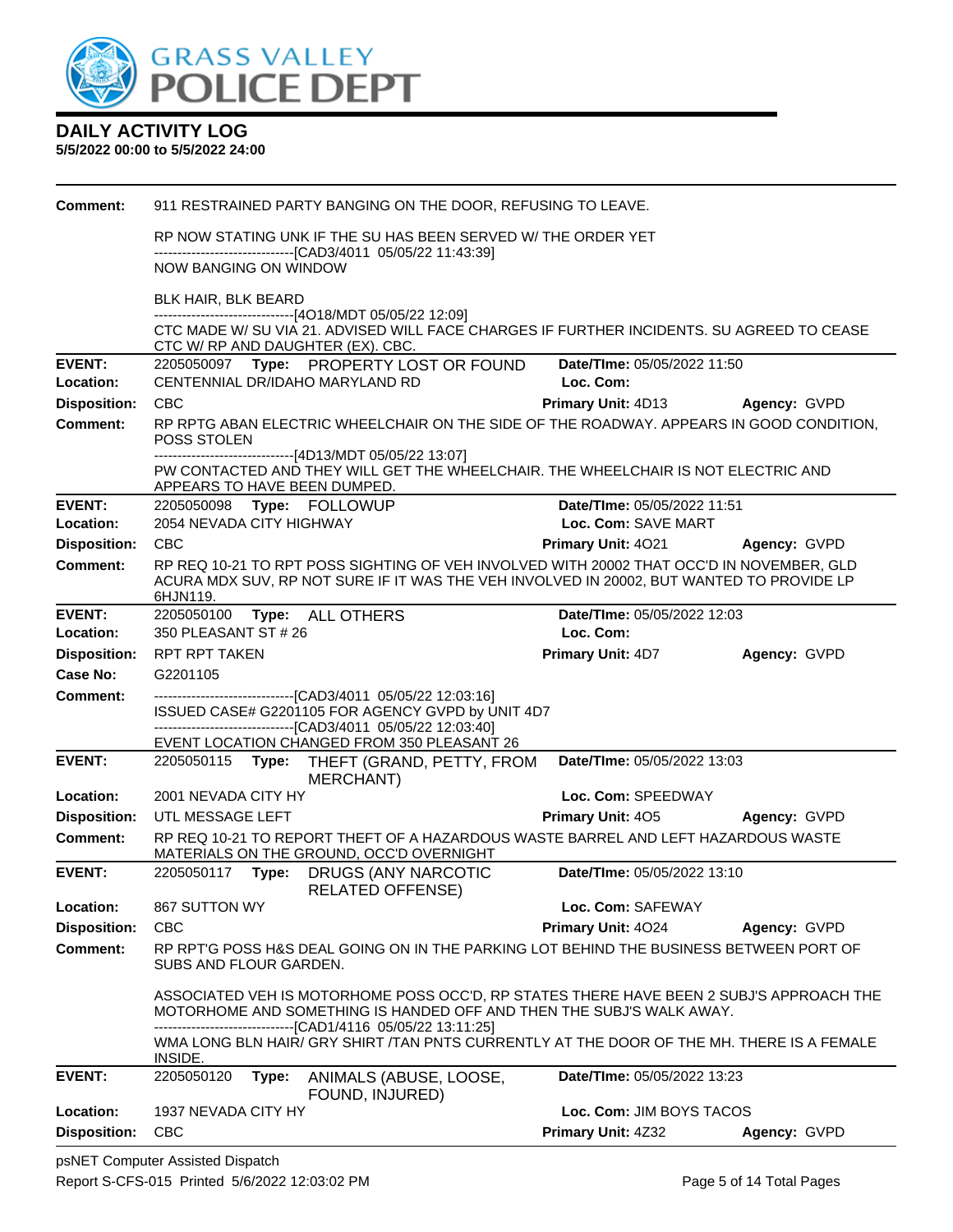# DAILY ACTIVITY LOG

**5/5/2022 00:00 to 5/5/2022 24:00**

**Comment:** 911 RESTRAINED PARTY BANGING ON THE DOOR, REFUSING TO LEAVE.

RP NOW STATING UNK IF THE SU HAS BEEN SERVED W/ THE ORDER YET
------------------------------[CAD3/4011 05/05/22 11:43:39]
NOW BANGING ON WINDOW

BLK HAIR, BLK BEARD
------------------------------[4O18/MDT 05/05/22 12:09]
CTC MADE W/ SU VIA 21. ADVISED WILL FACE CHARGES IF FURTHER INCIDENTS. SU AGREED TO CEASE CTC W/ RP AND DAUGHTER (EX). CBC.

---

**EVENT:** 2205050097 **Type:** PROPERTY LOST OR FOUND **Date/TIme:** 05/05/2022 11:50
**Location:** CENTENNIAL DR/IDAHO MARYLAND RD **Loc. Com:**
**Disposition:** CBC **Primary Unit:** 4D13 **Agency:** GVPD
**Comment:** RP RPTG ABAN ELECTRIC WHEELCHAIR ON THE SIDE OF THE ROADWAY. APPEARS IN GOOD CONDITION, POSS STOLEN
------------------------------[4D13/MDT 05/05/22 13:07]
PW CONTACTED AND THEY WILL GET THE WHEELCHAIR. THE WHEELCHAIR IS NOT ELECTRIC AND APPEARS TO HAVE BEEN DUMPED.

---

**EVENT:** 2205050098 **Type:** FOLLOWUP **Date/TIme:** 05/05/2022 11:51
**Location:** 2054 NEVADA CITY HIGHWAY **Loc. Com:** SAVE MART
**Disposition:** CBC **Primary Unit:** 4O21 **Agency:** GVPD
**Comment:** RP REQ 10-21 TO RPT POSS SIGHTING OF VEH INVOLVED WITH 20002 THAT OCC'D IN NOVEMBER, GLD ACURA MDX SUV, RP NOT SURE IF IT WAS THE VEH INVOLVED IN 20002, BUT WANTED TO PROVIDE LP 6HJN119.

---

**EVENT:** 2205050100 **Type:** ALL OTHERS **Date/TIme:** 05/05/2022 12:03
**Location:** 350 PLEASANT ST # 26 **Loc. Com:**
**Disposition:** RPT RPT TAKEN **Primary Unit:** 4D7 **Agency:** GVPD
**Case No:** G2201105
**Comment:** ------------------------------[CAD3/4011 05/05/22 12:03:16]
ISSUED CASE# G2201105 FOR AGENCY GVPD by UNIT 4D7
------------------------------[CAD3/4011 05/05/22 12:03:40]
EVENT LOCATION CHANGED FROM 350 PLEASANT 26

---

**EVENT:** 2205050115 **Type:** THEFT (GRAND, PETTY, FROM MERCHANT) **Date/TIme:** 05/05/2022 13:03
**Location:** 2001 NEVADA CITY HY **Loc. Com:** SPEEDWAY
**Disposition:** UTL MESSAGE LEFT **Primary Unit:** 4O5 **Agency:** GVPD
**Comment:** RP REQ 10-21 TO REPORT THEFT OF A HAZARDOUS WASTE BARREL AND LEFT HAZARDOUS WASTE MATERIALS ON THE GROUND, OCC'D OVERNIGHT

---

**EVENT:** 2205050117 **Type:** DRUGS (ANY NARCOTIC RELATED OFFENSE) **Date/TIme:** 05/05/2022 13:10
**Location:** 867 SUTTON WY **Loc. Com:** SAFEWAY
**Disposition:** CBC **Primary Unit:** 4O24 **Agency:** GVPD
**Comment:** RP RPT'G POSS H&S DEAL GOING ON IN THE PARKING LOT BEHIND THE BUSINESS BETWEEN PORT OF SUBS AND FLOUR GARDEN.

ASSOCIATED VEH IS MOTORHOME POSS OCC'D, RP STATES THERE HAVE BEEN 2 SUBJ'S APPROACH THE MOTORHOME AND SOMETHING IS HANDED OFF AND THEN THE SUBJ'S WALK AWAY.
------------------------------[CAD1/4116 05/05/22 13:11:25]
WMA LONG BLN HAIR/ GRY SHIRT /TAN PNTS CURRENTLY AT THE DOOR OF THE MH. THERE IS A FEMALE INSIDE.

---

**EVENT:** 2205050120 **Type:** ANIMALS (ABUSE, LOOSE, FOUND, INJURED) **Date/TIme:** 05/05/2022 13:23
**Location:** 1937 NEVADA CITY HY **Loc. Com:** JIM BOYS TACOS
**Disposition:** CBC **Primary Unit:** 4Z32 **Agency:** GVPD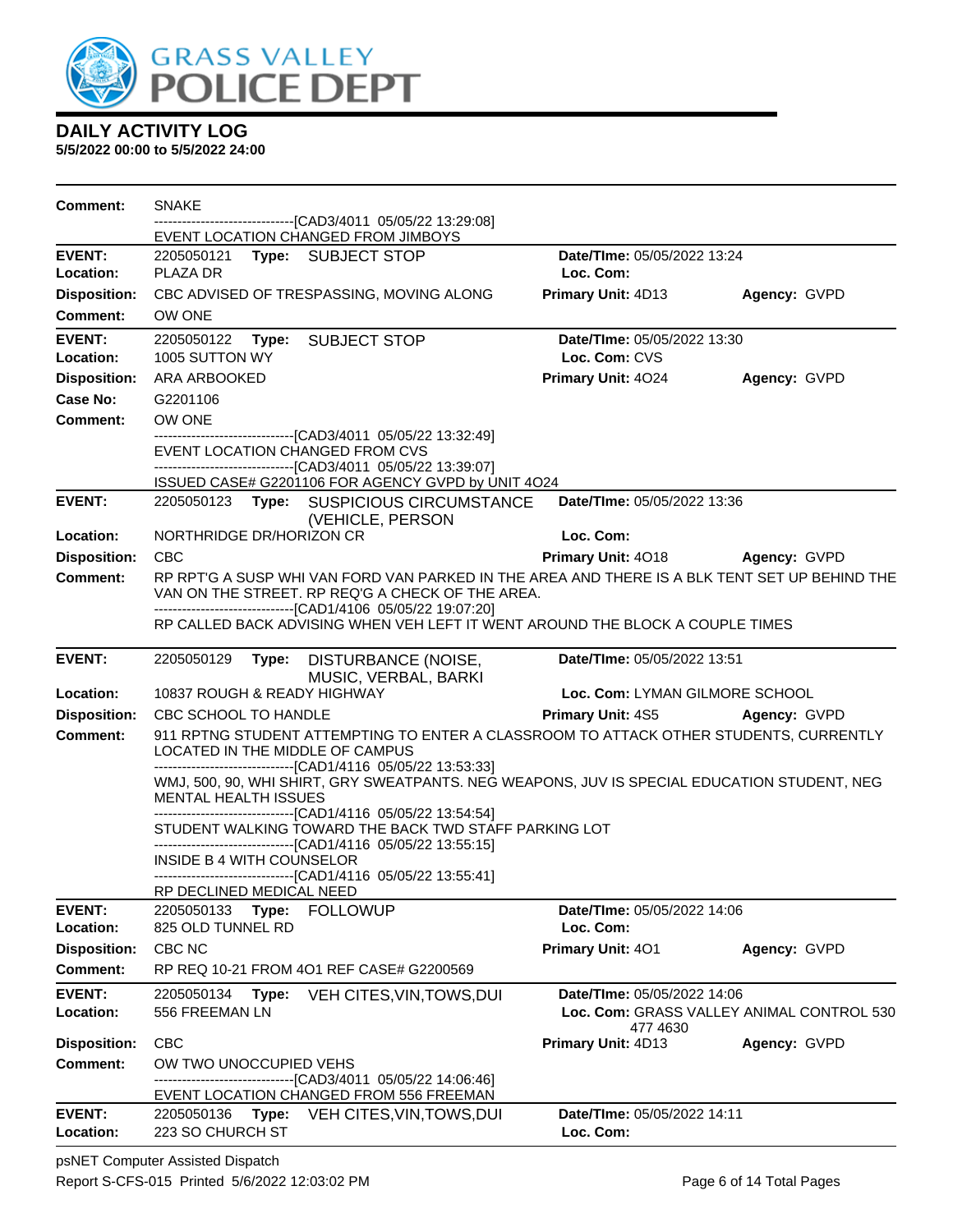## DAILY ACTIVITY LOG

**5/5/2022 00:00 to 5/5/2022 24:00**

**Comment:** SNAKE
------------------------------[CAD3/4011 05/05/22 13:29:08]
EVENT LOCATION CHANGED FROM JIMBOYS

---

**EVENT:** 2205050121 **Type:** SUBJECT STOP **Date/TIme:** 05/05/2022 13:24
**Location:** PLAZA DR **Loc. Com:**
**Disposition:** CBC ADVISED OF TRESPASSING, MOVING ALONG **Primary Unit:** 4D13 **Agency:** GVPD
**Comment:** OW ONE

---

**EVENT:** 2205050122 **Type:** SUBJECT STOP **Date/TIme:** 05/05/2022 13:30
**Location:** 1005 SUTTON WY **Loc. Com:** CVS
**Disposition:** ARA ARBOOKED **Primary Unit:** 4O24 **Agency:** GVPD
**Case No:** G2201106
**Comment:** OW ONE
------------------------------[CAD3/4011 05/05/22 13:32:49]
EVENT LOCATION CHANGED FROM CVS
------------------------------[CAD3/4011 05/05/22 13:39:07]
ISSUED CASE# G2201106 FOR AGENCY GVPD by UNIT 4O24

---

**EVENT:** 2205050123 **Type:** SUSPICIOUS CIRCUMSTANCE (VEHICLE, PERSON **Date/TIme:** 05/05/2022 13:36
**Location:** NORTHRIDGE DR/HORIZON CR **Loc. Com:**
**Disposition:** CBC **Primary Unit:** 4O18 **Agency:** GVPD
**Comment:** RP RPT'G A SUSP WHI VAN FORD VAN PARKED IN THE AREA AND THERE IS A BLK TENT SET UP BEHIND THE VAN ON THE STREET. RP REQ'G A CHECK OF THE AREA.
------------------------------[CAD1/4106 05/05/22 19:07:20]
RP CALLED BACK ADVISING WHEN VEH LEFT IT WENT AROUND THE BLOCK A COUPLE TIMES

---

**EVENT:** 2205050129 **Type:** DISTURBANCE (NOISE, MUSIC, VERBAL, BARKI **Date/TIme:** 05/05/2022 13:51
**Location:** 10837 ROUGH & READY HIGHWAY **Loc. Com:** LYMAN GILMORE SCHOOL
**Disposition:** CBC SCHOOL TO HANDLE **Primary Unit:** 4S5 **Agency:** GVPD
**Comment:** 911 RPTNG STUDENT ATTEMPTING TO ENTER A CLASSROOM TO ATTACK OTHER STUDENTS, CURRENTLY LOCATED IN THE MIDDLE OF CAMPUS
------------------------------[CAD1/4116 05/05/22 13:53:33]
WMJ, 500, 90, WHI SHIRT, GRY SWEATPANTS. NEG WEAPONS, JUV IS SPECIAL EDUCATION STUDENT, NEG MENTAL HEALTH ISSUES
------------------------------[CAD1/4116 05/05/22 13:54:54]
STUDENT WALKING TOWARD THE BACK TWD STAFF PARKING LOT
------------------------------[CAD1/4116 05/05/22 13:55:15]
INSIDE B 4 WITH COUNSELOR
------------------------------[CAD1/4116 05/05/22 13:55:41]
RP DECLINED MEDICAL NEED

---

**EVENT:** 2205050133 **Type:** FOLLOWUP **Date/TIme:** 05/05/2022 14:06
**Location:** 825 OLD TUNNEL RD **Loc. Com:**
**Disposition:** CBC NC **Primary Unit:** 4O1 **Agency:** GVPD
**Comment:** RP REQ 10-21 FROM 4O1 REF CASE# G2200569

---

**EVENT:** 2205050134 **Type:** VEH CITES,VIN,TOWS,DUI **Date/TIme:** 05/05/2022 14:06
**Location:** 556 FREEMAN LN **Loc. Com:** GRASS VALLEY ANIMAL CONTROL 530 477 4630
**Disposition:** CBC **Primary Unit:** 4D13 **Agency:** GVPD
**Comment:** OW TWO UNOCCUPIED VEHS
------------------------------[CAD3/4011 05/05/22 14:06:46]
EVENT LOCATION CHANGED FROM 556 FREEMAN

---

**EVENT:** 2205050136 **Type:** VEH CITES,VIN,TOWS,DUI **Date/TIme:** 05/05/2022 14:11
**Location:** 223 SO CHURCH ST **Loc. Com:**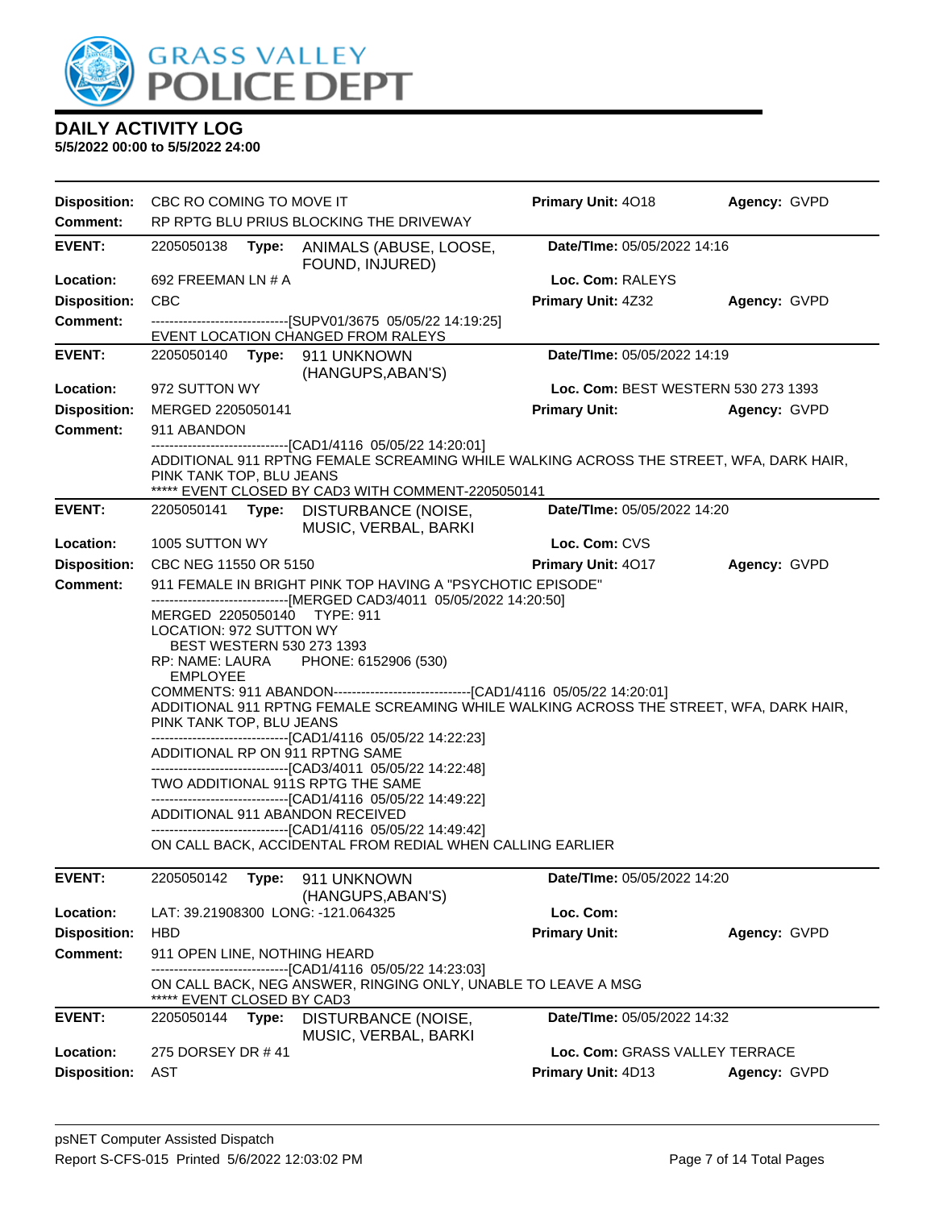## DAILY ACTIVITY LOG

**5/5/2022 00:00 to 5/5/2022 24:00**

| | | | |
|---|---|---|---|
| **Disposition:** | CBC RO COMING TO MOVE IT | **Primary Unit:** 4O18 | **Agency:** GVPD |
| **Comment:** | RP RPTG BLU PRIUS BLOCKING THE DRIVEWAY | | |

| | | | |
|---|---|---|---|
| **EVENT:** | 2205050138 **Type:** ANIMALS (ABUSE, LOOSE, FOUND, INJURED) | **Date/TIme:** 05/05/2022 14:16 | |
| **Location:** | 692 FREEMAN LN # A | **Loc. Com:** RALEYS | |
| **Disposition:** | CBC | **Primary Unit:** 4Z32 | **Agency:** GVPD |
| **Comment:** | ------------------------------[SUPV01/3675 05/05/22 14:19:25] EVENT LOCATION CHANGED FROM RALEYS | | |

| | | | |
|---|---|---|---|
| **EVENT:** | 2205050140 **Type:** 911 UNKNOWN (HANGUPS,ABAN'S) | **Date/TIme:** 05/05/2022 14:19 | |
| **Location:** | 972 SUTTON WY | **Loc. Com:** BEST WESTERN 530 273 1393 | |
| **Disposition:** | MERGED 2205050141 | **Primary Unit:** | **Agency:** GVPD |
| **Comment:** | 911 ABANDON<br>------------------------------[CAD1/4116 05/05/22 14:20:01]<br>ADDITIONAL 911 RPTNG FEMALE SCREAMING WHILE WALKING ACROSS THE STREET, WFA, DARK HAIR, PINK TANK TOP, BLU JEANS<br>***** EVENT CLOSED BY CAD3 WITH COMMENT-2205050141 | | |

| | | | |
|---|---|---|---|
| **EVENT:** | 2205050141 **Type:** DISTURBANCE (NOISE, MUSIC, VERBAL, BARKI | **Date/TIme:** 05/05/2022 14:20 | |
| **Location:** | 1005 SUTTON WY | **Loc. Com:** CVS | |
| **Disposition:** | CBC NEG 11550 OR 5150 | **Primary Unit:** 4O17 | **Agency:** GVPD |
| **Comment:** | 911 FEMALE IN BRIGHT PINK TOP HAVING A "PSYCHOTIC EPISODE"<br>------------------------------[MERGED CAD3/4011 05/05/2022 14:20:50]<br>MERGED 2205050140 TYPE: 911<br>LOCATION: 972 SUTTON WY<br>BEST WESTERN 530 273 1393<br>RP: NAME: LAURA PHONE: 6152906 (530)<br>EMPLOYEE<br>COMMENTS: 911 ABANDON------------------------------[CAD1/4116 05/05/22 14:20:01]<br>ADDITIONAL 911 RPTNG FEMALE SCREAMING WHILE WALKING ACROSS THE STREET, WFA, DARK HAIR, PINK TANK TOP, BLU JEANS<br>------------------------------[CAD1/4116 05/05/22 14:22:23]<br>ADDITIONAL RP ON 911 RPTNG SAME<br>------------------------------[CAD3/4011 05/05/22 14:22:48]<br>TWO ADDITIONAL 911S RPTG THE SAME<br>------------------------------[CAD1/4116 05/05/22 14:49:22]<br>ADDITIONAL 911 ABANDON RECEIVED<br>------------------------------[CAD1/4116 05/05/22 14:49:42]<br>ON CALL BACK, ACCIDENTAL FROM REDIAL WHEN CALLING EARLIER | | |

| | | | |
|---|---|---|---|
| **EVENT:** | 2205050142 **Type:** 911 UNKNOWN (HANGUPS,ABAN'S) | **Date/TIme:** 05/05/2022 14:20 | |
| **Location:** | LAT: 39.21908300 LONG: -121.064325 | **Loc. Com:** | |
| **Disposition:** | HBD | **Primary Unit:** | **Agency:** GVPD |
| **Comment:** | 911 OPEN LINE, NOTHING HEARD<br>------------------------------[CAD1/4116 05/05/22 14:23:03]<br>ON CALL BACK, NEG ANSWER, RINGING ONLY, UNABLE TO LEAVE A MSG<br>***** EVENT CLOSED BY CAD3 | | |

| | | | |
|---|---|---|---|
| **EVENT:** | 2205050144 **Type:** DISTURBANCE (NOISE, MUSIC, VERBAL, BARKI | **Date/TIme:** 05/05/2022 14:32 | |
| **Location:** | 275 DORSEY DR # 41 | **Loc. Com:** GRASS VALLEY TERRACE | |
| **Disposition:** | AST | **Primary Unit:** 4D13 | **Agency:** GVPD |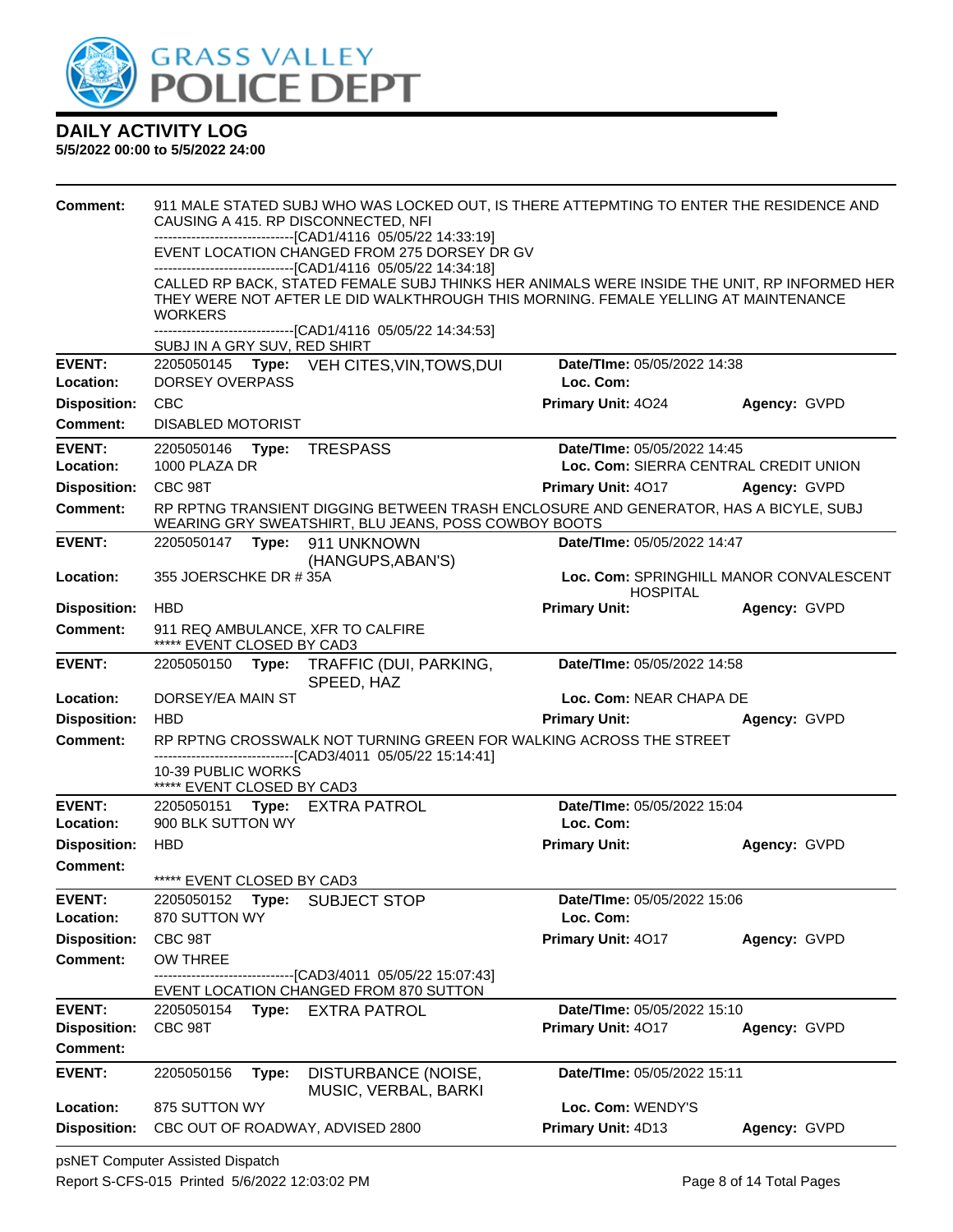# DAILY ACTIVITY LOG

**5/5/2022 00:00 to 5/5/2022 24:00**

**Comment:** 911 MALE STATED SUBJ WHO WAS LOCKED OUT, IS THERE ATTEPMTING TO ENTER THE RESIDENCE AND CAUSING A 415. RP DISCONNECTED, NFI
------------------------------[CAD1/4116 05/05/22 14:33:19]
EVENT LOCATION CHANGED FROM 275 DORSEY DR GV
------------------------------[CAD1/4116 05/05/22 14:34:18]
CALLED RP BACK, STATED FEMALE SUBJ THINKS HER ANIMALS WERE INSIDE THE UNIT, RP INFORMED HER THEY WERE NOT AFTER LE DID WALKTHROUGH THIS MORNING. FEMALE YELLING AT MAINTENANCE WORKERS
------------------------------[CAD1/4116 05/05/22 14:34:53]
SUBJ IN A GRY SUV, RED SHIRT

---

**EVENT:** 2205050145 **Type:** VEH CITES,VIN,TOWS,DUI **Date/TIme:** 05/05/2022 14:38
**Location:** DORSEY OVERPASS **Loc. Com:**
**Disposition:** CBC **Primary Unit:** 4O24 **Agency:** GVPD
**Comment:** DISABLED MOTORIST

---

**EVENT:** 2205050146 **Type:** TRESPASS **Date/TIme:** 05/05/2022 14:45
**Location:** 1000 PLAZA DR **Loc. Com:** SIERRA CENTRAL CREDIT UNION
**Disposition:** CBC 98T **Primary Unit:** 4O17 **Agency:** GVPD
**Comment:** RP RPTNG TRANSIENT DIGGING BETWEEN TRASH ENCLOSURE AND GENERATOR, HAS A BICYLE, SUBJ WEARING GRY SWEATSHIRT, BLU JEANS, POSS COWBOY BOOTS

---

**EVENT:** 2205050147 **Type:** 911 UNKNOWN (HANGUPS,ABAN'S) **Date/TIme:** 05/05/2022 14:47
**Location:** 355 JOERSCHKE DR # 35A **Loc. Com:** SPRINGHILL MANOR CONVALESCENT HOSPITAL
**Disposition:** HBD **Primary Unit:** **Agency:** GVPD
**Comment:** 911 REQ AMBULANCE, XFR TO CALFIRE
***** EVENT CLOSED BY CAD3

---

**EVENT:** 2205050150 **Type:** TRAFFIC (DUI, PARKING, SPEED, HAZ **Date/TIme:** 05/05/2022 14:58
**Location:** DORSEY/EA MAIN ST **Loc. Com:** NEAR CHAPA DE
**Disposition:** HBD **Primary Unit:** **Agency:** GVPD
**Comment:** RP RPTNG CROSSWALK NOT TURNING GREEN FOR WALKING ACROSS THE STREET
------------------------------[CAD3/4011 05/05/22 15:14:41]
10-39 PUBLIC WORKS
***** EVENT CLOSED BY CAD3

---

**EVENT:** 2205050151 **Type:** EXTRA PATROL **Date/TIme:** 05/05/2022 15:04
**Location:** 900 BLK SUTTON WY **Loc. Com:**
**Disposition:** HBD **Primary Unit:** **Agency:** GVPD
**Comment:**
***** EVENT CLOSED BY CAD3

---

**EVENT:** 2205050152 **Type:** SUBJECT STOP **Date/TIme:** 05/05/2022 15:06
**Location:** 870 SUTTON WY **Loc. Com:**
**Disposition:** CBC 98T **Primary Unit:** 4O17 **Agency:** GVPD
**Comment:** OW THREE
------------------------------[CAD3/4011 05/05/22 15:07:43]
EVENT LOCATION CHANGED FROM 870 SUTTON

---

**EVENT:** 2205050154 **Type:** EXTRA PATROL **Date/TIme:** 05/05/2022 15:10
**Disposition:** CBC 98T **Primary Unit:** 4O17 **Agency:** GVPD
**Comment:**

---

**EVENT:** 2205050156 **Type:** DISTURBANCE (NOISE, MUSIC, VERBAL, BARKI **Date/TIme:** 05/05/2022 15:11
**Location:** 875 SUTTON WY **Loc. Com:** WENDY'S
**Disposition:** CBC OUT OF ROADWAY, ADVISED 2800 **Primary Unit:** 4D13 **Agency:** GVPD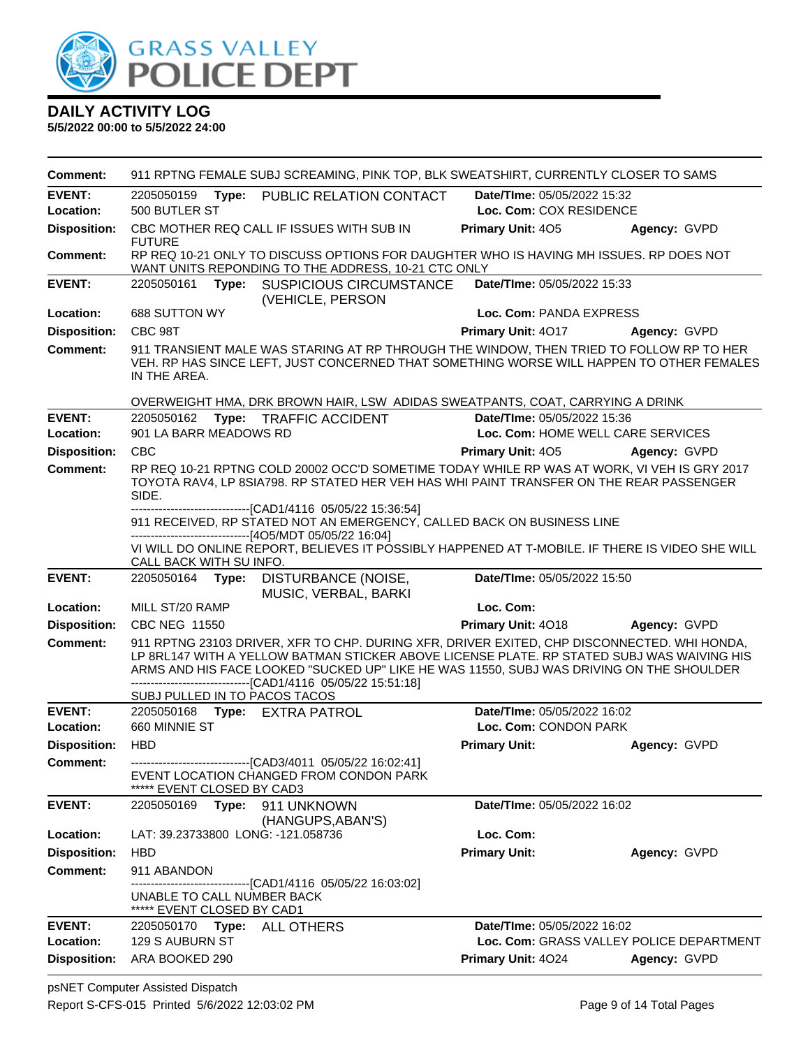# DAILY ACTIVITY LOG

**5/5/2022 00:00 to 5/5/2022 24:00**

**Comment:** 911 RPTNG FEMALE SUBJ SCREAMING, PINK TOP, BLK SWEATSHIRT, CURRENTLY CLOSER TO SAMS

---

**EVENT:** 2205050159 **Type:** PUBLIC RELATION CONTACT **Date/TIme:** 05/05/2022 15:32
**Location:** 500 BUTLER ST **Loc. Com:** COX RESIDENCE
**Disposition:** CBC MOTHER REQ CALL IF ISSUES WITH SUB IN FUTURE **Primary Unit:** 4O5 **Agency:** GVPD
**Comment:** RP REQ 10-21 ONLY TO DISCUSS OPTIONS FOR DAUGHTER WHO IS HAVING MH ISSUES. RP DOES NOT WANT UNITS REPONDING TO THE ADDRESS, 10-21 CTC ONLY

---

**EVENT:** 2205050161 **Type:** SUSPICIOUS CIRCUMSTANCE (VEHICLE, PERSON **Date/TIme:** 05/05/2022 15:33
**Location:** 688 SUTTON WY **Loc. Com:** PANDA EXPRESS
**Disposition:** CBC 98T **Primary Unit:** 4O17 **Agency:** GVPD
**Comment:** 911 TRANSIENT MALE WAS STARING AT RP THROUGH THE WINDOW, THEN TRIED TO FOLLOW RP TO HER VEH. RP HAS SINCE LEFT, JUST CONCERNED THAT SOMETHING WORSE WILL HAPPEN TO OTHER FEMALES IN THE AREA.

OVERWEIGHT HMA, DRK BROWN HAIR, LSW ADIDAS SWEATPANTS, COAT, CARRYING A DRINK

---

**EVENT:** 2205050162 **Type:** TRAFFIC ACCIDENT **Date/TIme:** 05/05/2022 15:36
**Location:** 901 LA BARR MEADOWS RD **Loc. Com:** HOME WELL CARE SERVICES
**Disposition:** CBC **Primary Unit:** 4O5 **Agency:** GVPD
**Comment:** RP REQ 10-21 RPTNG COLD 20002 OCC'D SOMETIME TODAY WHILE RP WAS AT WORK, VI VEH IS GRY 2017 TOYOTA RAV4, LP 8SIA798. RP STATED HER VEH HAS WHI PAINT TRANSFER ON THE REAR PASSENGER SIDE.
------------------------------[CAD1/4116 05/05/22 15:36:54]
911 RECEIVED, RP STATED NOT AN EMERGENCY, CALLED BACK ON BUSINESS LINE
------------------------------[4O5/MDT 05/05/22 16:04]
VI WILL DO ONLINE REPORT, BELIEVES IT POSSIBLY HAPPENED AT T-MOBILE. IF THERE IS VIDEO SHE WILL CALL BACK WITH SU INFO.

---

**EVENT:** 2205050164 **Type:** DISTURBANCE (NOISE, MUSIC, VERBAL, BARKI **Date/TIme:** 05/05/2022 15:50
**Location:** MILL ST/20 RAMP **Loc. Com:**
**Disposition:** CBC NEG 11550 **Primary Unit:** 4O18 **Agency:** GVPD
**Comment:** 911 RPTNG 23103 DRIVER, XFR TO CHP. DURING XFR, DRIVER EXITED, CHP DISCONNECTED. WHI HONDA, LP 8RL147 WITH A YELLOW BATMAN STICKER ABOVE LICENSE PLATE. RP STATED SUBJ WAS WAIVING HIS ARMS AND HIS FACE LOOKED "SUCKED UP" LIKE HE WAS 11550, SUBJ WAS DRIVING ON THE SHOULDER
------------------------------[CAD1/4116 05/05/22 15:51:18]
SUBJ PULLED IN TO PACOS TACOS

---

**EVENT:** 2205050168 **Type:** EXTRA PATROL **Date/TIme:** 05/05/2022 16:02
**Location:** 660 MINNIE ST **Loc. Com:** CONDON PARK
**Disposition:** HBD **Primary Unit:** **Agency:** GVPD
**Comment:** ------------------------------[CAD3/4011 05/05/22 16:02:41]
EVENT LOCATION CHANGED FROM CONDON PARK
***** EVENT CLOSED BY CAD3

---

**EVENT:** 2205050169 **Type:** 911 UNKNOWN (HANGUPS,ABAN'S) **Date/TIme:** 05/05/2022 16:02
**Location:** LAT: 39.23733800 LONG: -121.058736 **Loc. Com:**
**Disposition:** HBD **Primary Unit:** **Agency:** GVPD
**Comment:** 911 ABANDON
------------------------------[CAD1/4116 05/05/22 16:03:02]
UNABLE TO CALL NUMBER BACK
***** EVENT CLOSED BY CAD1

---

**EVENT:** 2205050170 **Type:** ALL OTHERS **Date/TIme:** 05/05/2022 16:02
**Location:** 129 S AUBURN ST **Loc. Com:** GRASS VALLEY POLICE DEPARTMENT
**Disposition:** ARA BOOKED 290 **Primary Unit:** 4O24 **Agency:** GVPD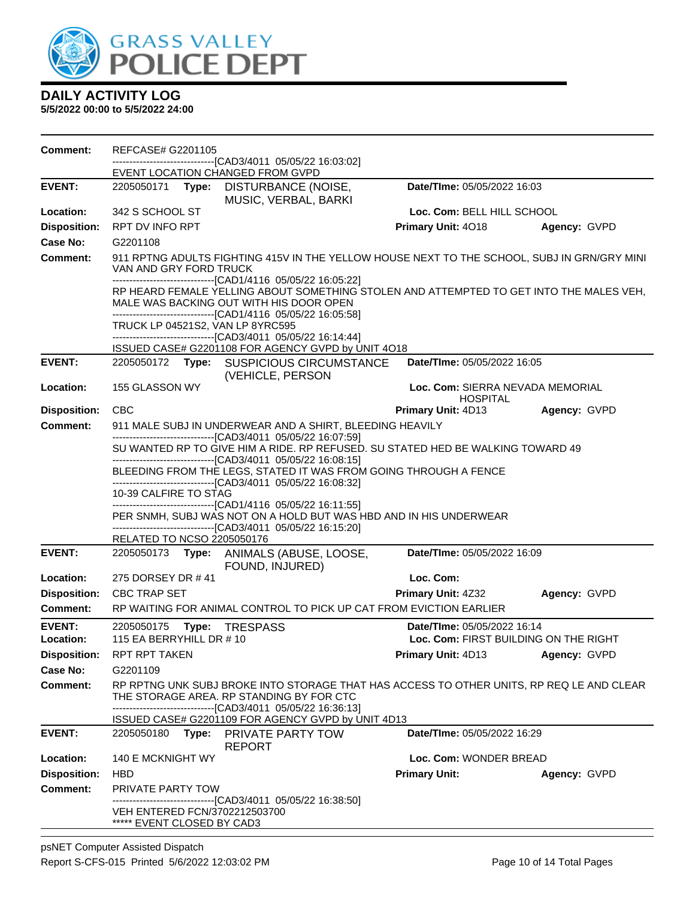**Comment:** REFCASE# G2201105
------------------------------[CAD3/4011 05/05/22 16:03:02]
EVENT LOCATION CHANGED FROM GVPD

---

**EVENT:** 2205050171 **Type:** DISTURBANCE (NOISE, MUSIC, VERBAL, BARKI **Date/TIme:** 05/05/2022 16:03
**Location:** 342 S SCHOOL ST **Loc. Com:** BELL HILL SCHOOL
**Disposition:** RPT DV INFO RPT **Primary Unit:** 4O18 **Agency:** GVPD
**Case No:** G2201108
**Comment:** 911 RPTNG ADULTS FIGHTING 415V IN THE YELLOW HOUSE NEXT TO THE SCHOOL, SUBJ IN GRN/GRY MINI VAN AND GRY FORD TRUCK
------------------------------[CAD1/4116 05/05/22 16:05:22]
RP HEARD FEMALE YELLING ABOUT SOMETHING STOLEN AND ATTEMPTED TO GET INTO THE MALES VEH, MALE WAS BACKING OUT WITH HIS DOOR OPEN
------------------------------[CAD1/4116 05/05/22 16:05:58]
TRUCK LP 04521S2, VAN LP 8YRC595
------------------------------[CAD3/4011 05/05/22 16:14:44]
ISSUED CASE# G2201108 FOR AGENCY GVPD by UNIT 4O18

---

**EVENT:** 2205050172 **Type:** SUSPICIOUS CIRCUMSTANCE (VEHICLE, PERSON **Date/TIme:** 05/05/2022 16:05
**Location:** 155 GLASSON WY **Loc. Com:** SIERRA NEVADA MEMORIAL HOSPITAL
**Disposition:** CBC **Primary Unit:** 4D13 **Agency:** GVPD
**Comment:** 911 MALE SUBJ IN UNDERWEAR AND A SHIRT, BLEEDING HEAVILY
------------------------------[CAD3/4011 05/05/22 16:07:59]
SU WANTED RP TO GIVE HIM A RIDE. RP REFUSED. SU STATED HED BE WALKING TOWARD 49
------------------------------[CAD3/4011 05/05/22 16:08:15]
BLEEDING FROM THE LEGS, STATED IT WAS FROM GOING THROUGH A FENCE
------------------------------[CAD3/4011 05/05/22 16:08:32]
10-39 CALFIRE TO STAG
------------------------------[CAD1/4116 05/05/22 16:11:55]
PER SNMH, SUBJ WAS NOT ON A HOLD BUT WAS HBD AND IN HIS UNDERWEAR
------------------------------[CAD3/4011 05/05/22 16:15:20]
RELATED TO NCSO 2205050176

---

**EVENT:** 2205050173 **Type:** ANIMALS (ABUSE, LOOSE, FOUND, INJURED) **Date/TIme:** 05/05/2022 16:09
**Location:** 275 DORSEY DR # 41 **Loc. Com:**
**Disposition:** CBC TRAP SET **Primary Unit:** 4Z32 **Agency:** GVPD
**Comment:** RP WAITING FOR ANIMAL CONTROL TO PICK UP CAT FROM EVICTION EARLIER

---

**EVENT:** 2205050175 **Type:** TRESPASS **Date/TIme:** 05/05/2022 16:14
**Location:** 115 EA BERRYHILL DR # 10 **Loc. Com:** FIRST BUILDING ON THE RIGHT
**Disposition:** RPT RPT TAKEN **Primary Unit:** 4D13 **Agency:** GVPD
**Case No:** G2201109
**Comment:** RP RPTNG UNK SUBJ BROKE INTO STORAGE THAT HAS ACCESS TO OTHER UNITS, RP REQ LE AND CLEAR THE STORAGE AREA. RP STANDING BY FOR CTC
------------------------------[CAD3/4011 05/05/22 16:36:13]
ISSUED CASE# G2201109 FOR AGENCY GVPD by UNIT 4D13

---

**EVENT:** 2205050180 **Type:** PRIVATE PARTY TOW REPORT **Date/TIme:** 05/05/2022 16:29
**Location:** 140 E MCKNIGHT WY **Loc. Com:** WONDER BREAD
**Disposition:** HBD **Primary Unit:** **Agency:** GVPD
**Comment:** PRIVATE PARTY TOW
------------------------------[CAD3/4011 05/05/22 16:38:50]
VEH ENTERED FCN/3702212503700
***** EVENT CLOSED BY CAD3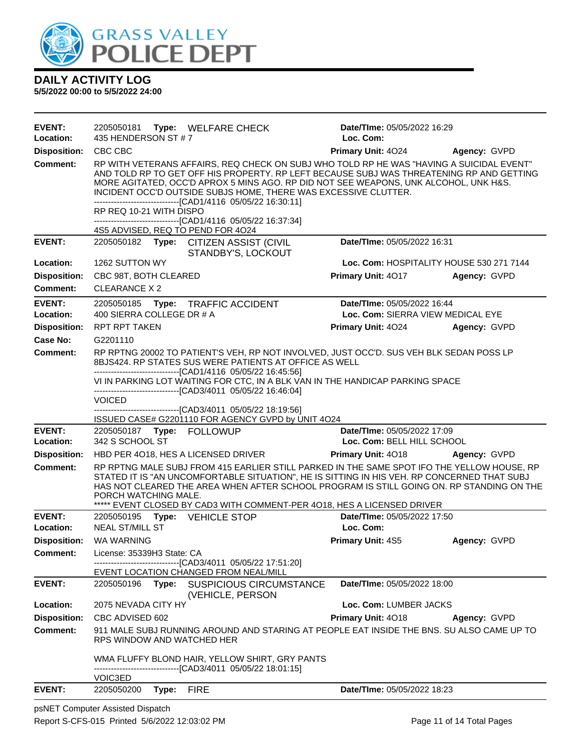# DAILY ACTIVITY LOG

**5/5/2022 00:00 to 5/5/2022 24:00**

---

**EVENT:** 2205050181 **Type:** WELFARE CHECK **Date/TIme:** 05/05/2022 16:29
**Location:** 435 HENDERSON ST # 7 **Loc. Com:**
**Disposition:** CBC CBC **Primary Unit:** 4O24 **Agency:** GVPD
**Comment:** RP WITH VETERANS AFFAIRS, REQ CHECK ON SUBJ WHO TOLD RP HE WAS "HAVING A SUICIDAL EVENT" AND TOLD RP TO GET OFF HIS PROPERTY. RP LEFT BECAUSE SUBJ WAS THREATENING RP AND GETTING MORE AGITATED, OCC'D APROX 5 MINS AGO. RP DID NOT SEE WEAPONS, UNK ALCOHOL, UNK H&S. INCIDENT OCC'D OUTSIDE SUBJS HOME, THERE WAS EXCESSIVE CLUTTER.
------------------------------[CAD1/4116 05/05/22 16:30:11]
RP REQ 10-21 WITH DISPO
------------------------------[CAD1/4116 05/05/22 16:37:34]
4S5 ADVISED, REQ TO PEND FOR 4O24

---

**EVENT:** 2205050182 **Type:** CITIZEN ASSIST (CIVIL STANDBY'S, LOCKOUT **Date/TIme:** 05/05/2022 16:31
**Location:** 1262 SUTTON WY **Loc. Com:** HOSPITALITY HOUSE 530 271 7144
**Disposition:** CBC 98T, BOTH CLEARED **Primary Unit:** 4O17 **Agency:** GVPD
**Comment:** CLEARANCE X 2

---

**EVENT:** 2205050185 **Type:** TRAFFIC ACCIDENT **Date/TIme:** 05/05/2022 16:44
**Location:** 400 SIERRA COLLEGE DR # A **Loc. Com:** SIERRA VIEW MEDICAL EYE
**Disposition:** RPT RPT TAKEN **Primary Unit:** 4O24 **Agency:** GVPD
**Case No:** G2201110
**Comment:** RP RPTNG 20002 TO PATIENT'S VEH, RP NOT INVOLVED, JUST OCC'D. SUS VEH BLK SEDAN POSS LP 8BJS424. RP STATES SUS WERE PATIENTS AT OFFICE AS WELL
------------------------------[CAD1/4116 05/05/22 16:45:56]
VI IN PARKING LOT WAITING FOR CTC, IN A BLK VAN IN THE HANDICAP PARKING SPACE
------------------------------[CAD3/4011 05/05/22 16:46:04]
VOICED
------------------------------[CAD3/4011 05/05/22 18:19:56]
ISSUED CASE# G2201110 FOR AGENCY GVPD by UNIT 4O24

---

**EVENT:** 2205050187 **Type:** FOLLOWUP **Date/TIme:** 05/05/2022 17:09
**Location:** 342 S SCHOOL ST **Loc. Com:** BELL HILL SCHOOL
**Disposition:** HBD PER 4O18, HES A LICENSED DRIVER **Primary Unit:** 4O18 **Agency:** GVPD
**Comment:** RP RPTNG MALE SUBJ FROM 415 EARLIER STILL PARKED IN THE SAME SPOT IFO THE YELLOW HOUSE, RP STATED IT IS "AN UNCOMFORTABLE SITUATION", HE IS SITTING IN HIS VEH. RP CONCERNED THAT SUBJ HAS NOT CLEARED THE AREA WHEN AFTER SCHOOL PROGRAM IS STILL GOING ON. RP STANDING ON THE PORCH WATCHING MALE.
***** EVENT CLOSED BY CAD3 WITH COMMENT-PER 4O18, HES A LICENSED DRIVER

---

**EVENT:** 2205050195 **Type:** VEHICLE STOP **Date/TIme:** 05/05/2022 17:50
**Location:** NEAL ST/MILL ST **Loc. Com:**
**Disposition:** WA WARNING **Primary Unit:** 4S5 **Agency:** GVPD
**Comment:** License: 35339H3 State: CA
------------------------------[CAD3/4011 05/05/22 17:51:20]
EVENT LOCATION CHANGED FROM NEAL/MILL

---

**EVENT:** 2205050196 **Type:** SUSPICIOUS CIRCUMSTANCE (VEHICLE, PERSON **Date/TIme:** 05/05/2022 18:00
**Location:** 2075 NEVADA CITY HY **Loc. Com:** LUMBER JACKS
**Disposition:** CBC ADVISED 602 **Primary Unit:** 4O18 **Agency:** GVPD
**Comment:** 911 MALE SUBJ RUNNING AROUND AND STARING AT PEOPLE EAT INSIDE THE BNS. SU ALSO CAME UP TO RPS WINDOW AND WATCHED HER

WMA FLUFFY BLOND HAIR, YELLOW SHIRT, GRY PANTS
------------------------------[CAD3/4011 05/05/22 18:01:15]
VOIC3ED

---

**EVENT:** 2205050200 **Type:** FIRE **Date/TIme:** 05/05/2022 18:23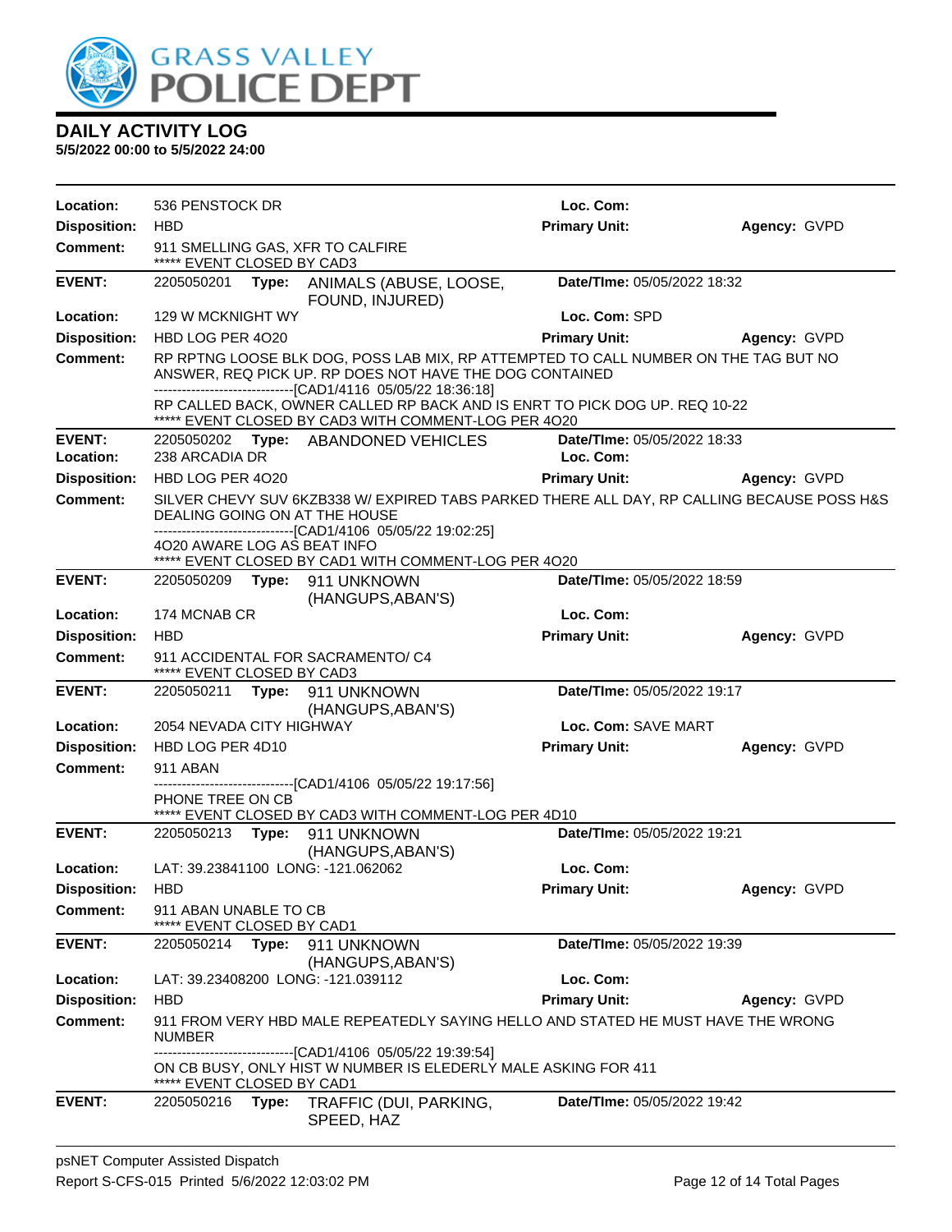# DAILY ACTIVITY LOG

**5/5/2022 00:00 to 5/5/2022 24:00**

**Location:** 536 PENSTOCK DR | **Loc. Com:**
**Disposition:** HBD | **Primary Unit:** | **Agency:** GVPD
**Comment:** 911 SMELLING GAS, XFR TO CALFIRE
***** EVENT CLOSED BY CAD3

---

**EVENT:** 2205050201 **Type:** ANIMALS (ABUSE, LOOSE, FOUND, INJURED) | **Date/TIme:** 05/05/2022 18:32
**Location:** 129 W MCKNIGHT WY | **Loc. Com:** SPD
**Disposition:** HBD LOG PER 4O20 | **Primary Unit:** | **Agency:** GVPD
**Comment:** RP RPTNG LOOSE BLK DOG, POSS LAB MIX, RP ATTEMPTED TO CALL NUMBER ON THE TAG BUT NO ANSWER, REQ PICK UP. RP DOES NOT HAVE THE DOG CONTAINED
------------------------------[CAD1/4116 05/05/22 18:36:18]
RP CALLED BACK, OWNER CALLED RP BACK AND IS ENRT TO PICK DOG UP. REQ 10-22
***** EVENT CLOSED BY CAD3 WITH COMMENT-LOG PER 4O20

---

**EVENT:** 2205050202 **Type:** ABANDONED VEHICLES | **Date/TIme:** 05/05/2022 18:33
**Location:** 238 ARCADIA DR | **Loc. Com:**
**Disposition:** HBD LOG PER 4O20 | **Primary Unit:** | **Agency:** GVPD
**Comment:** SILVER CHEVY SUV 6KZB338 W/ EXPIRED TABS PARKED THERE ALL DAY, RP CALLING BECAUSE POSS H&S DEALING GOING ON AT THE HOUSE
------------------------------[CAD1/4106 05/05/22 19:02:25]
4O20 AWARE LOG AS BEAT INFO
***** EVENT CLOSED BY CAD1 WITH COMMENT-LOG PER 4O20

---

**EVENT:** 2205050209 **Type:** 911 UNKNOWN (HANGUPS,ABAN'S) | **Date/TIme:** 05/05/2022 18:59
**Location:** 174 MCNAB CR | **Loc. Com:**
**Disposition:** HBD | **Primary Unit:** | **Agency:** GVPD
**Comment:** 911 ACCIDENTAL FOR SACRAMENTO/ C4
***** EVENT CLOSED BY CAD3

---

**EVENT:** 2205050211 **Type:** 911 UNKNOWN (HANGUPS,ABAN'S) | **Date/TIme:** 05/05/2022 19:17
**Location:** 2054 NEVADA CITY HIGHWAY | **Loc. Com:** SAVE MART
**Disposition:** HBD LOG PER 4D10 | **Primary Unit:** | **Agency:** GVPD
**Comment:** 911 ABAN
------------------------------[CAD1/4106 05/05/22 19:17:56]
PHONE TREE ON CB
***** EVENT CLOSED BY CAD3 WITH COMMENT-LOG PER 4D10

---

**EVENT:** 2205050213 **Type:** 911 UNKNOWN (HANGUPS,ABAN'S) | **Date/TIme:** 05/05/2022 19:21
**Location:** LAT: 39.23841100 LONG: -121.062062 | **Loc. Com:**
**Disposition:** HBD | **Primary Unit:** | **Agency:** GVPD
**Comment:** 911 ABAN UNABLE TO CB
***** EVENT CLOSED BY CAD1

---

**EVENT:** 2205050214 **Type:** 911 UNKNOWN (HANGUPS,ABAN'S) | **Date/TIme:** 05/05/2022 19:39
**Location:** LAT: 39.23408200 LONG: -121.039112 | **Loc. Com:**
**Disposition:** HBD | **Primary Unit:** | **Agency:** GVPD
**Comment:** 911 FROM VERY HBD MALE REPEATEDLY SAYING HELLO AND STATED HE MUST HAVE THE WRONG NUMBER
------------------------------[CAD1/4106 05/05/22 19:39:54]
ON CB BUSY, ONLY HIST W NUMBER IS ELEDERLY MALE ASKING FOR 411
***** EVENT CLOSED BY CAD1

---

**EVENT:** 2205050216 **Type:** TRAFFIC (DUI, PARKING, SPEED, HAZ | **Date/TIme:** 05/05/2022 19:42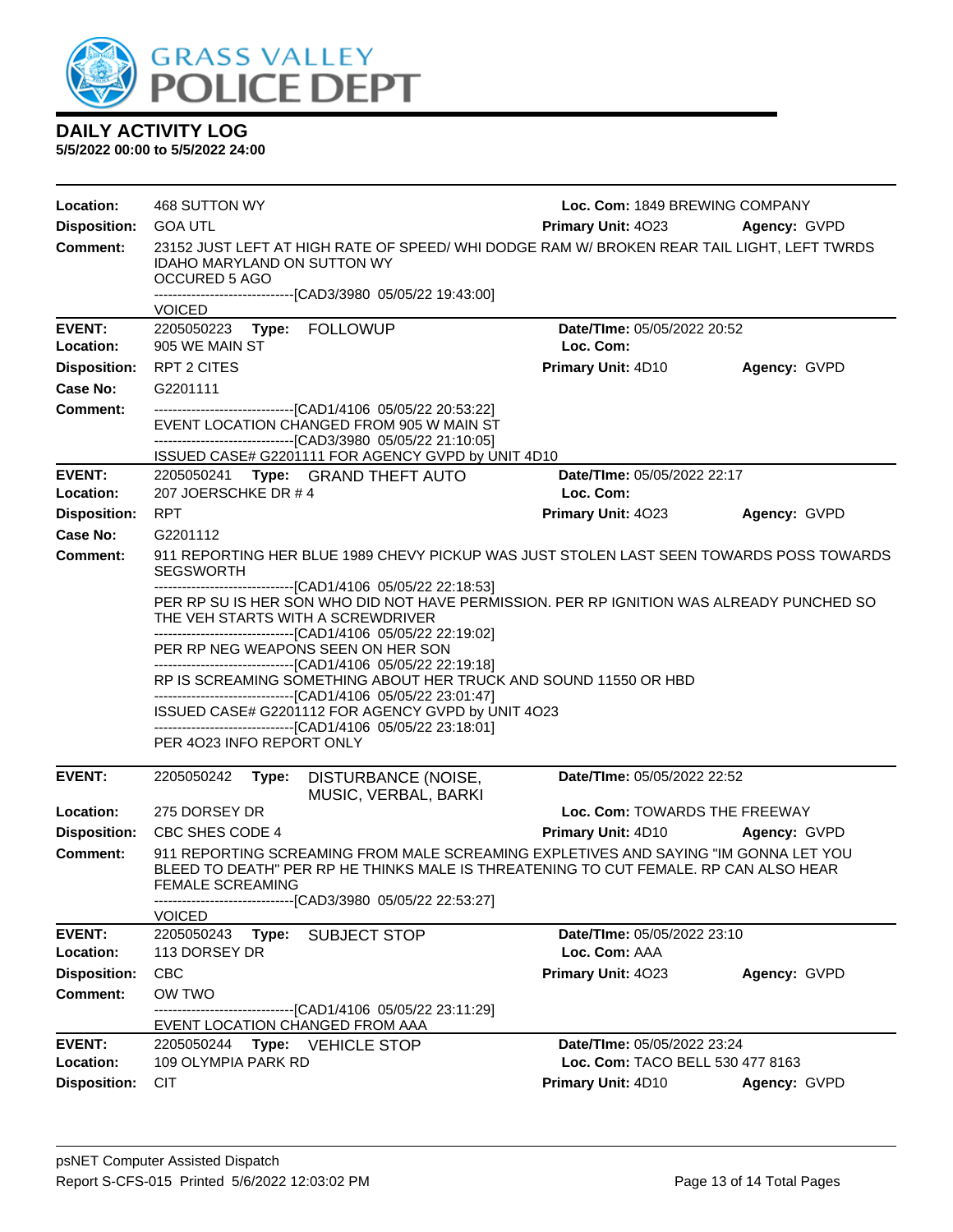## DAILY ACTIVITY LOG

**5/5/2022 00:00 to 5/5/2022 24:00**

**Location:** 468 SUTTON WY — **Loc. Com:** 1849 BREWING COMPANY
**Disposition:** GOA UTL — **Primary Unit:** 4O23 — **Agency:** GVPD
**Comment:** 23152 JUST LEFT AT HIGH RATE OF SPEED/ WHI DODGE RAM W/ BROKEN REAR TAIL LIGHT, LEFT TWRDS IDAHO MARYLAND ON SUTTON WY
OCCURED 5 AGO
-------------------------------[CAD3/3980 05/05/22 19:43:00]
VOICED

---

**EVENT:** 2205050223 **Type:** FOLLOWUP — **Date/TIme:** 05/05/2022 20:52
**Location:** 905 WE MAIN ST — **Loc. Com:**
**Disposition:** RPT 2 CITES — **Primary Unit:** 4D10 — **Agency:** GVPD
**Case No:** G2201111
**Comment:** -------------------------------[CAD1/4106 05/05/22 20:53:22]
EVENT LOCATION CHANGED FROM 905 W MAIN ST
-------------------------------[CAD3/3980 05/05/22 21:10:05]
ISSUED CASE# G2201111 FOR AGENCY GVPD by UNIT 4D10

---

**EVENT:** 2205050241 **Type:** GRAND THEFT AUTO — **Date/TIme:** 05/05/2022 22:17
**Location:** 207 JOERSCHKE DR # 4 — **Loc. Com:**
**Disposition:** RPT — **Primary Unit:** 4O23 — **Agency:** GVPD
**Case No:** G2201112
**Comment:** 911 REPORTING HER BLUE 1989 CHEVY PICKUP WAS JUST STOLEN LAST SEEN TOWARDS POSS TOWARDS SEGSWORTH
-------------------------------[CAD1/4106 05/05/22 22:18:53]
PER RP SU IS HER SON WHO DID NOT HAVE PERMISSION. PER RP IGNITION WAS ALREADY PUNCHED SO THE VEH STARTS WITH A SCREWDRIVER
-------------------------------[CAD1/4106 05/05/22 22:19:02]
PER RP NEG WEAPONS SEEN ON HER SON
-------------------------------[CAD1/4106 05/05/22 22:19:18]
RP IS SCREAMING SOMETHING ABOUT HER TRUCK AND SOUND 11550 OR HBD
-------------------------------[CAD1/4106 05/05/22 23:01:47]
ISSUED CASE# G2201112 FOR AGENCY GVPD by UNIT 4O23
-------------------------------[CAD1/4106 05/05/22 23:18:01]
PER 4O23 INFO REPORT ONLY

---

**EVENT:** 2205050242 **Type:** DISTURBANCE (NOISE, MUSIC, VERBAL, BARKI — **Date/TIme:** 05/05/2022 22:52
**Location:** 275 DORSEY DR — **Loc. Com:** TOWARDS THE FREEWAY
**Disposition:** CBC SHES CODE 4 — **Primary Unit:** 4D10 — **Agency:** GVPD
**Comment:** 911 REPORTING SCREAMING FROM MALE SCREAMING EXPLETIVES AND SAYING "IM GONNA LET YOU BLEED TO DEATH" PER RP HE THINKS MALE IS THREATENING TO CUT FEMALE. RP CAN ALSO HEAR FEMALE SCREAMING
-------------------------------[CAD3/3980 05/05/22 22:53:27]
VOICED

---

**EVENT:** 2205050243 **Type:** SUBJECT STOP — **Date/TIme:** 05/05/2022 23:10
**Location:** 113 DORSEY DR — **Loc. Com:** AAA
**Disposition:** CBC — **Primary Unit:** 4O23 — **Agency:** GVPD
**Comment:** OW TWO
-------------------------------[CAD1/4106 05/05/22 23:11:29]
EVENT LOCATION CHANGED FROM AAA

---

**EVENT:** 2205050244 **Type:** VEHICLE STOP — **Date/TIme:** 05/05/2022 23:24
**Location:** 109 OLYMPIA PARK RD — **Loc. Com:** TACO BELL 530 477 8163
**Disposition:** CIT — **Primary Unit:** 4D10 — **Agency:** GVPD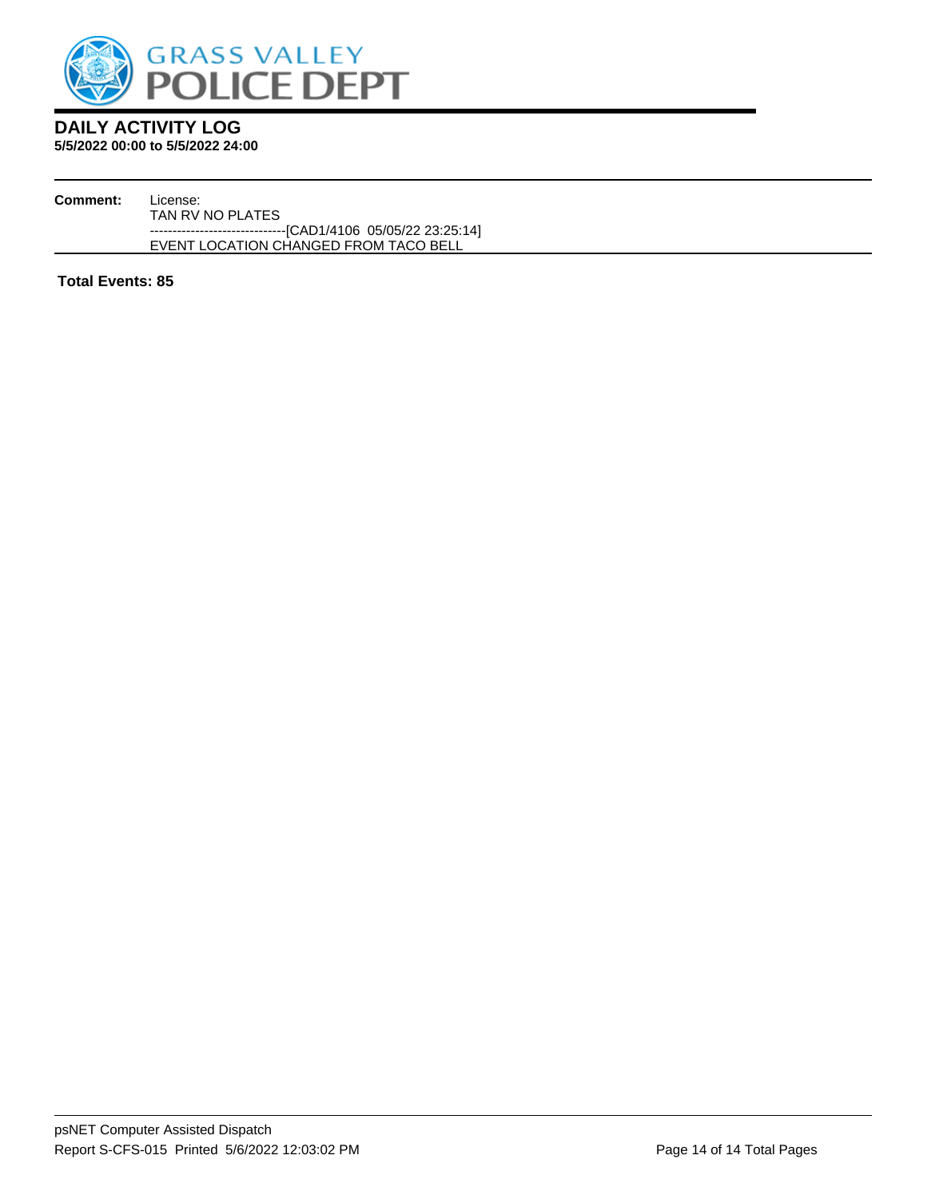**Comment:** License:
TAN RV NO PLATES
------------------------------[CAD1/4106 05/05/22 23:25:14]
EVENT LOCATION CHANGED FROM TACO BELL

**Total Events: 85**